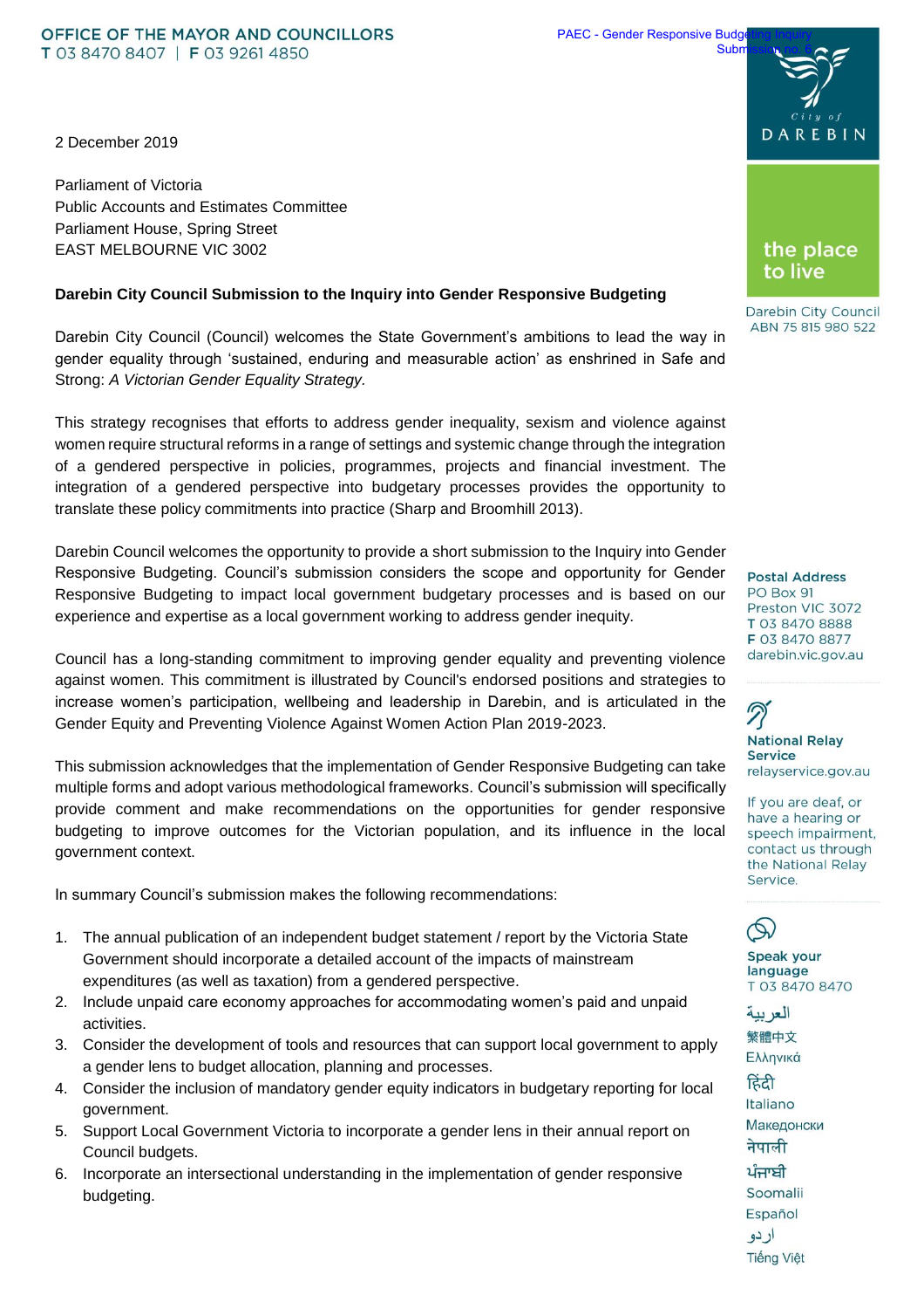OFFICE OF THE MAYOR AND COUNCILLORS
T 03 8470 8407 | F 03 9261 4850

PAEC - Gender Responsive Budgeting Inquiry
Submission no. 6

2 December 2019

Parliament of Victoria
Public Accounts and Estimates Committee
Parliament House, Spring Street
EAST MELBOURNE VIC 3002

**Darebin City Council Submission to the Inquiry into Gender Responsive Budgeting**

Darebin City Council (Council) welcomes the State Government's ambitions to lead the way in gender equality through 'sustained, enduring and measurable action' as enshrined in Safe and Strong: *A Victorian Gender Equality Strategy.*

This strategy recognises that efforts to address gender inequality, sexism and violence against women require structural reforms in a range of settings and systemic change through the integration of a gendered perspective in policies, programmes, projects and financial investment. The integration of a gendered perspective into budgetary processes provides the opportunity to translate these policy commitments into practice (Sharp and Broomhill 2013).

Darebin Council welcomes the opportunity to provide a short submission to the Inquiry into Gender Responsive Budgeting. Council's submission considers the scope and opportunity for Gender Responsive Budgeting to impact local government budgetary processes and is based on our experience and expertise as a local government working to address gender inequity.

Council has a long-standing commitment to improving gender equality and preventing violence against women. This commitment is illustrated by Council's endorsed positions and strategies to increase women's participation, wellbeing and leadership in Darebin, and is articulated in the Gender Equity and Preventing Violence Against Women Action Plan 2019-2023.

This submission acknowledges that the implementation of Gender Responsive Budgeting can take multiple forms and adopt various methodological frameworks. Council's submission will specifically provide comment and make recommendations on the opportunities for gender responsive budgeting to improve outcomes for the Victorian population, and its influence in the local government context.

In summary Council's submission makes the following recommendations:

1. The annual publication of an independent budget statement / report by the Victoria State Government should incorporate a detailed account of the impacts of mainstream expenditures (as well as taxation) from a gendered perspective.
2. Include unpaid care economy approaches for accommodating women's paid and unpaid activities.
3. Consider the development of tools and resources that can support local government to apply a gender lens to budget allocation, planning and processes.
4. Consider the inclusion of mandatory gender equity indicators in budgetary reporting for local government.
5. Support Local Government Victoria to incorporate a gender lens in their annual report on Council budgets.
6. Incorporate an intersectional understanding in the implementation of gender responsive budgeting.

City of DAREBIN
the place to live
Darebin City Council
ABN 75 815 980 522

**Postal Address**
PO Box 91
Preston VIC 3072
T 03 8470 8888
F 03 8470 8877
darebin.vic.gov.au

**National Relay Service**
relayservice.gov.au

If you are deaf, or have a hearing or speech impairment, contact us through the National Relay Service.

**Speak your language**
T 03 8470 8470

العربية
繁體中文
Ελληνικά
हिंदी
Italiano
Македонски
नेपाली
ਪੰਜਾਬੀ
Soomalii
Español
اردو
Tiếng Việt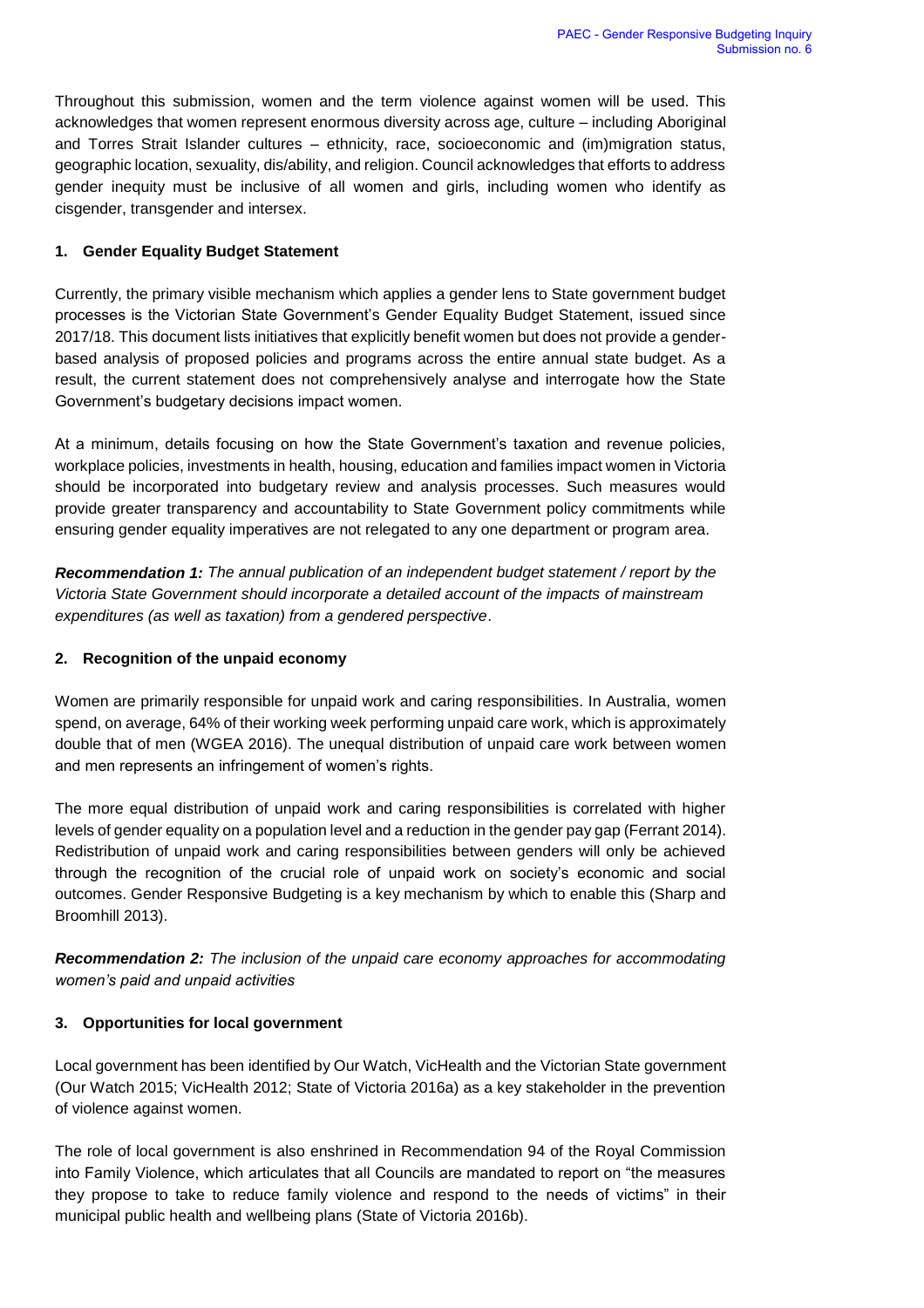Throughout this submission, women and the term violence against women will be used. This acknowledges that women represent enormous diversity across age, culture – including Aboriginal and Torres Strait Islander cultures – ethnicity, race, socioeconomic and (im)migration status, geographic location, sexuality, dis/ability, and religion. Council acknowledges that efforts to address gender inequity must be inclusive of all women and girls, including women who identify as cisgender, transgender and intersex.

### 1. Gender Equality Budget Statement

Currently, the primary visible mechanism which applies a gender lens to State government budget processes is the Victorian State Government's Gender Equality Budget Statement, issued since 2017/18. This document lists initiatives that explicitly benefit women but does not provide a gender-based analysis of proposed policies and programs across the entire annual state budget. As a result, the current statement does not comprehensively analyse and interrogate how the State Government's budgetary decisions impact women.

At a minimum, details focusing on how the State Government's taxation and revenue policies, workplace policies, investments in health, housing, education and families impact women in Victoria should be incorporated into budgetary review and analysis processes. Such measures would provide greater transparency and accountability to State Government policy commitments while ensuring gender equality imperatives are not relegated to any one department or program area.

***Recommendation 1:*** *The annual publication of an independent budget statement / report by the Victoria State Government should incorporate a detailed account of the impacts of mainstream expenditures (as well as taxation) from a gendered perspective*.

### 2. Recognition of the unpaid economy

Women are primarily responsible for unpaid work and caring responsibilities. In Australia, women spend, on average, 64% of their working week performing unpaid care work, which is approximately double that of men (WGEA 2016). The unequal distribution of unpaid care work between women and men represents an infringement of women's rights.

The more equal distribution of unpaid work and caring responsibilities is correlated with higher levels of gender equality on a population level and a reduction in the gender pay gap (Ferrant 2014). Redistribution of unpaid work and caring responsibilities between genders will only be achieved through the recognition of the crucial role of unpaid work on society's economic and social outcomes. Gender Responsive Budgeting is a key mechanism by which to enable this (Sharp and Broomhill 2013).

***Recommendation 2:*** *The inclusion of the unpaid care economy approaches for accommodating women's paid and unpaid activities*

### 3. Opportunities for local government

Local government has been identified by Our Watch, VicHealth and the Victorian State government (Our Watch 2015; VicHealth 2012; State of Victoria 2016a) as a key stakeholder in the prevention of violence against women.

The role of local government is also enshrined in Recommendation 94 of the Royal Commission into Family Violence, which articulates that all Councils are mandated to report on "the measures they propose to take to reduce family violence and respond to the needs of victims" in their municipal public health and wellbeing plans (State of Victoria 2016b).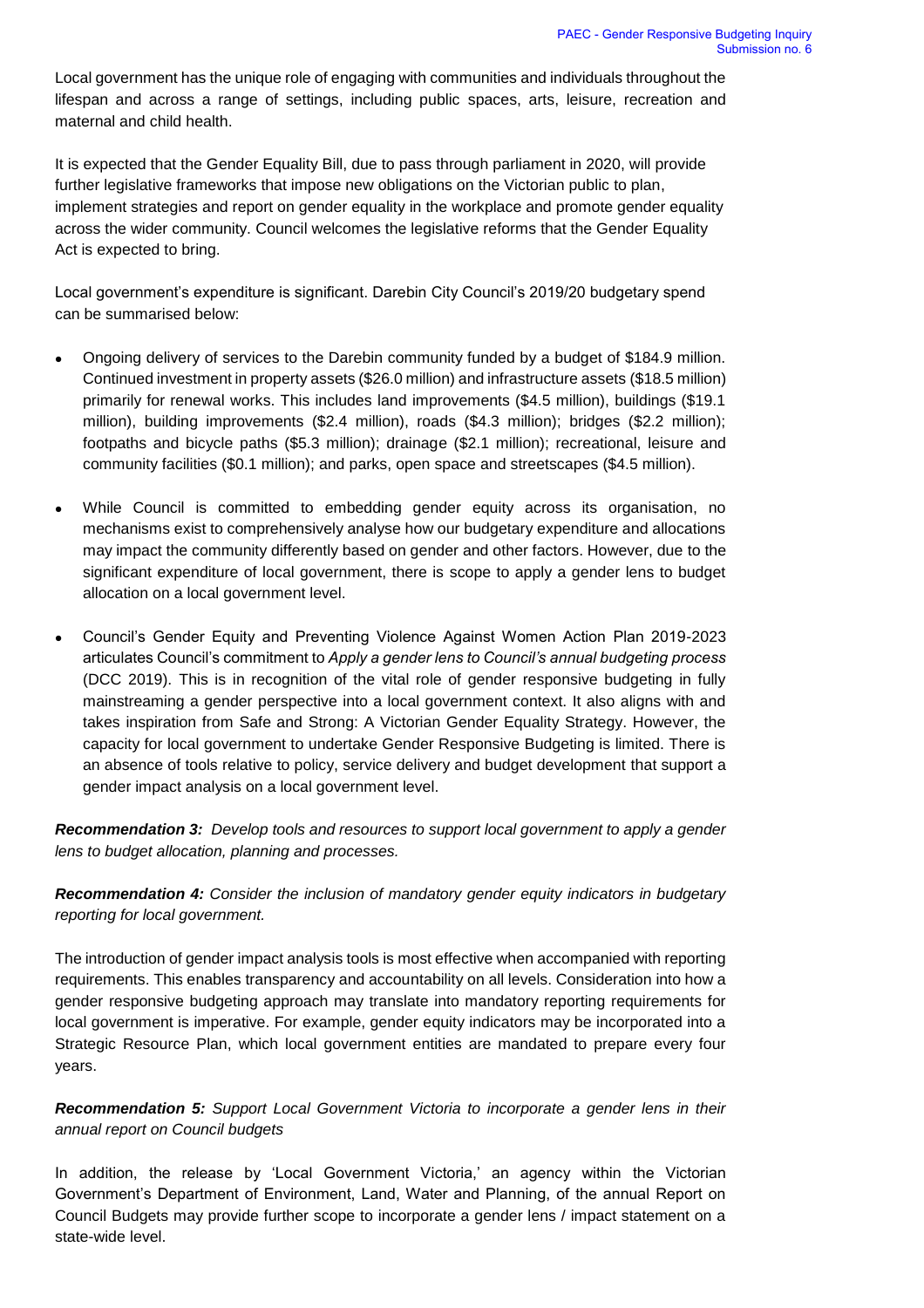Local government has the unique role of engaging with communities and individuals throughout the lifespan and across a range of settings, including public spaces, arts, leisure, recreation and maternal and child health.

It is expected that the Gender Equality Bill, due to pass through parliament in 2020, will provide further legislative frameworks that impose new obligations on the Victorian public to plan, implement strategies and report on gender equality in the workplace and promote gender equality across the wider community. Council welcomes the legislative reforms that the Gender Equality Act is expected to bring.

Local government's expenditure is significant. Darebin City Council's 2019/20 budgetary spend can be summarised below:

- Ongoing delivery of services to the Darebin community funded by a budget of $184.9 million. Continued investment in property assets ($26.0 million) and infrastructure assets ($18.5 million) primarily for renewal works. This includes land improvements ($4.5 million), buildings ($19.1 million), building improvements ($2.4 million), roads ($4.3 million); bridges ($2.2 million); footpaths and bicycle paths ($5.3 million); drainage ($2.1 million); recreational, leisure and community facilities ($0.1 million); and parks, open space and streetscapes ($4.5 million).

- While Council is committed to embedding gender equity across its organisation, no mechanisms exist to comprehensively analyse how our budgetary expenditure and allocations may impact the community differently based on gender and other factors. However, due to the significant expenditure of local government, there is scope to apply a gender lens to budget allocation on a local government level.

- Council's Gender Equity and Preventing Violence Against Women Action Plan 2019-2023 articulates Council's commitment to *Apply a gender lens to Council's annual budgeting process* (DCC 2019). This is in recognition of the vital role of gender responsive budgeting in fully mainstreaming a gender perspective into a local government context. It also aligns with and takes inspiration from Safe and Strong: A Victorian Gender Equality Strategy. However, the capacity for local government to undertake Gender Responsive Budgeting is limited. There is an absence of tools relative to policy, service delivery and budget development that support a gender impact analysis on a local government level.

***Recommendation 3:*** *Develop tools and resources to support local government to apply a gender lens to budget allocation, planning and processes.*

***Recommendation 4:*** *Consider the inclusion of mandatory gender equity indicators in budgetary reporting for local government.*

The introduction of gender impact analysis tools is most effective when accompanied with reporting requirements. This enables transparency and accountability on all levels. Consideration into how a gender responsive budgeting approach may translate into mandatory reporting requirements for local government is imperative. For example, gender equity indicators may be incorporated into a Strategic Resource Plan, which local government entities are mandated to prepare every four years.

***Recommendation 5:*** *Support Local Government Victoria to incorporate a gender lens in their annual report on Council budgets*

In addition, the release by 'Local Government Victoria,' an agency within the Victorian Government's Department of Environment, Land, Water and Planning, of the annual Report on Council Budgets may provide further scope to incorporate a gender lens / impact statement on a state-wide level.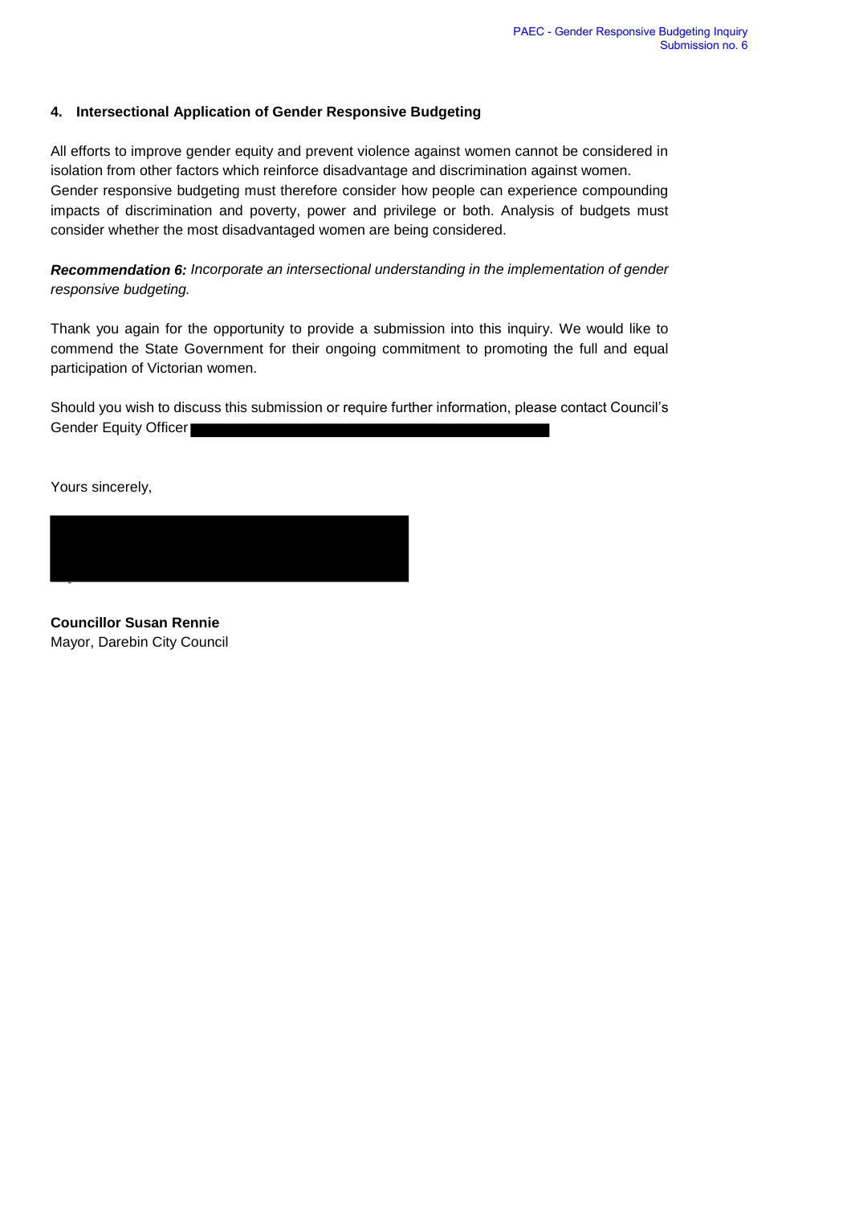### 4. Intersectional Application of Gender Responsive Budgeting

All efforts to improve gender equity and prevent violence against women cannot be considered in isolation from other factors which reinforce disadvantage and discrimination against women. Gender responsive budgeting must therefore consider how people can experience compounding impacts of discrimination and poverty, power and privilege or both. Analysis of budgets must consider whether the most disadvantaged women are being considered.

***Recommendation 6:*** *Incorporate an intersectional understanding in the implementation of gender responsive budgeting.*

Thank you again for the opportunity to provide a submission into this inquiry. We would like to commend the State Government for their ongoing commitment to promoting the full and equal participation of Victorian women.

Should you wish to discuss this submission or require further information, please contact Council's Gender Equity Officer

Yours sincerely,

**Councillor Susan Rennie**
Mayor, Darebin City Council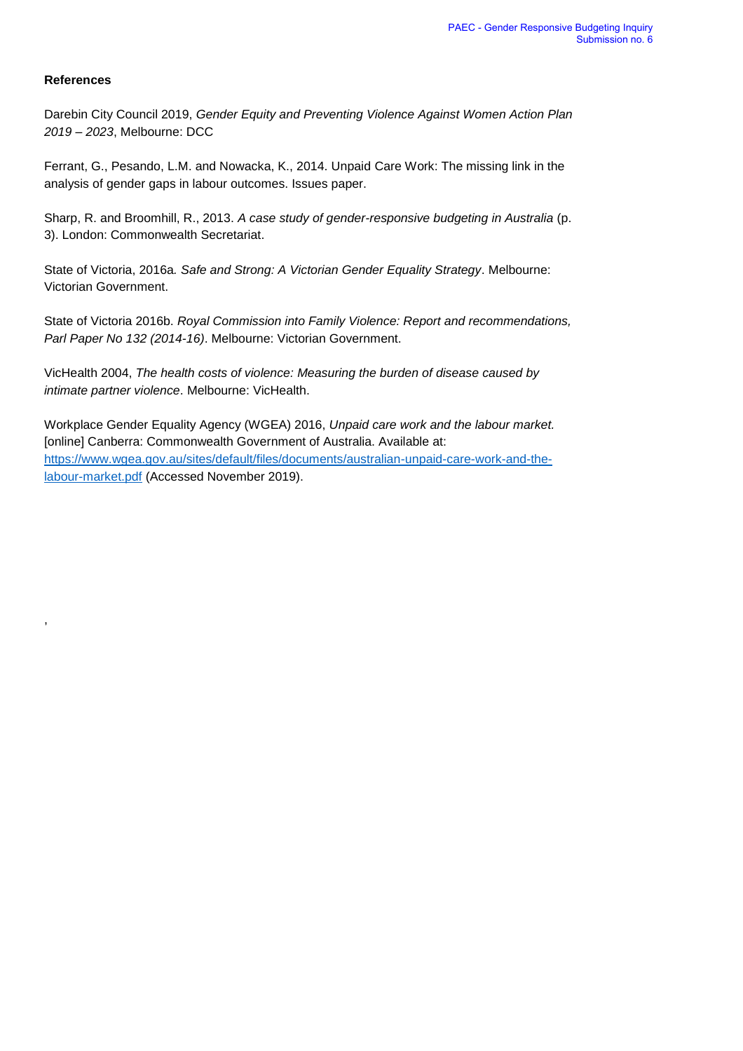**References**

Darebin City Council 2019, *Gender Equity and Preventing Violence Against Women Action Plan 2019 – 2023*, Melbourne: DCC

Ferrant, G., Pesando, L.M. and Nowacka, K., 2014. Unpaid Care Work: The missing link in the analysis of gender gaps in labour outcomes. Issues paper.

Sharp, R. and Broomhill, R., 2013. *A case study of gender-responsive budgeting in Australia* (p. 3). London: Commonwealth Secretariat.

State of Victoria, 2016a*. Safe and Strong: A Victorian Gender Equality Strategy*. Melbourne: Victorian Government.

State of Victoria 2016b. *Royal Commission into Family Violence: Report and recommendations, Parl Paper No 132 (2014-16)*. Melbourne: Victorian Government.

VicHealth 2004, *The health costs of violence: Measuring the burden of disease caused by intimate partner violence*. Melbourne: VicHealth.

Workplace Gender Equality Agency (WGEA) 2016, *Unpaid care work and the labour market.* [online] Canberra: Commonwealth Government of Australia. Available at: https://www.wgea.gov.au/sites/default/files/documents/australian-unpaid-care-work-and-the-labour-market.pdf (Accessed November 2019).

,